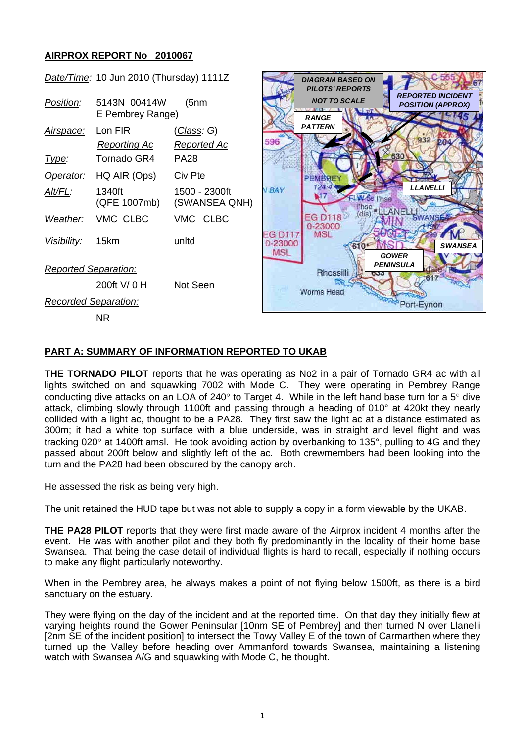## AIRPROX REPORT No 2010067

| | | |
|---|---|---|
| *Date/Time:* | 10 Jun 2010 (Thursday) 1111Z | |
| *Position:* | 5143N 00414W (5nm E Pembrey Range) | |
| *Airspace:* | Lon FIR | (*Class*: G) |
| | *Reporting Ac* | *Reported Ac* |
| *Type:* | Tornado GR4 | PA28 |
| *Operator:* | HQ AIR (Ops) | Civ Pte |
| *Alt/FL:* | 1340ft (QFE 1007mb) | 1500 - 2300ft (SWANSEA QNH) |
| *Weather:* | VMC CLBC | VMC CLBC |
| *Visibility:* | 15km | unltd |
| *Reported Separation:* | | |
| | 200ft V/ 0 H | Not Seen |
| *Recorded Separation:* | | |
| | NR | |

DIAGRAM BASED ON PILOTS' REPORTS
NOT TO SCALE

## PART A: SUMMARY OF INFORMATION REPORTED TO UKAB

**THE TORNADO PILOT** reports that he was operating as No2 in a pair of Tornado GR4 ac with all lights switched on and squawking 7002 with Mode C. They were operating in Pembrey Range conducting dive attacks on an LOA of 240° to Target 4. While in the left hand base turn for a 5° dive attack, climbing slowly through 1100ft and passing through a heading of 010° at 420kt they nearly collided with a light ac, thought to be a PA28. They first saw the light ac at a distance estimated as 300m; it had a white top surface with a blue underside, was in straight and level flight and was tracking 020° at 1400ft amsl. He took avoiding action by overbanking to 135°, pulling to 4G and they passed about 200ft below and slightly left of the ac. Both crewmembers had been looking into the turn and the PA28 had been obscured by the canopy arch.

He assessed the risk as being very high.

The unit retained the HUD tape but was not able to supply a copy in a form viewable by the UKAB.

**THE PA28 PILOT** reports that they were first made aware of the Airprox incident 4 months after the event. He was with another pilot and they both fly predominantly in the locality of their home base Swansea. That being the case detail of individual flights is hard to recall, especially if nothing occurs to make any flight particularly noteworthy.

When in the Pembrey area, he always makes a point of not flying below 1500ft, as there is a bird sanctuary on the estuary.

They were flying on the day of the incident and at the reported time. On that day they initially flew at varying heights round the Gower Peninsular [10nm SE of Pembrey] and then turned N over Llanelli [2nm SE of the incident position] to intersect the Towy Valley E of the town of Carmarthen where they turned up the Valley before heading over Ammanford towards Swansea, maintaining a listening watch with Swansea A/G and squawking with Mode C, he thought.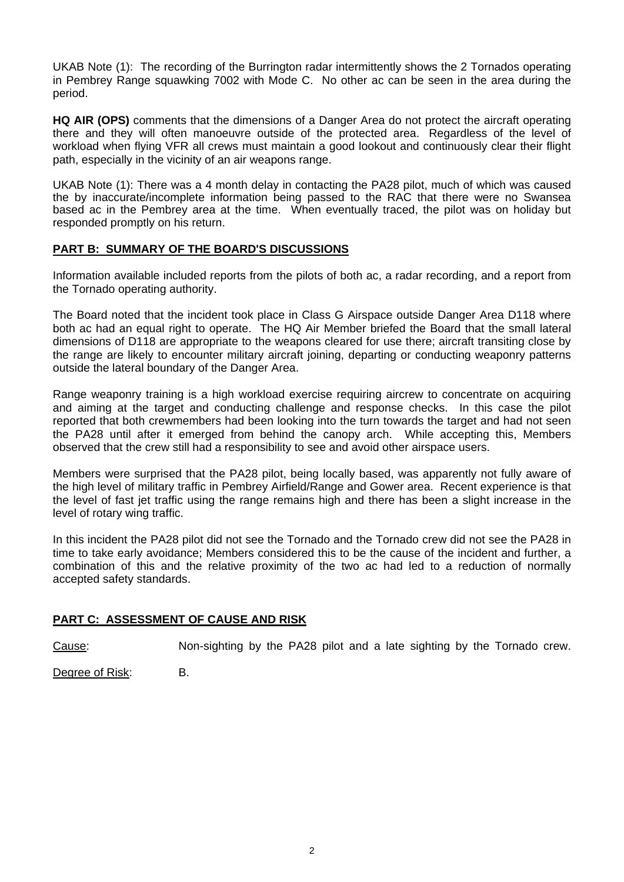UKAB Note (1): The recording of the Burrington radar intermittently shows the 2 Tornados operating in Pembrey Range squawking 7002 with Mode C. No other ac can be seen in the area during the period.

**HQ AIR (OPS)** comments that the dimensions of a Danger Area do not protect the aircraft operating there and they will often manoeuvre outside of the protected area. Regardless of the level of workload when flying VFR all crews must maintain a good lookout and continuously clear their flight path, especially in the vicinity of an air weapons range.

UKAB Note (1): There was a 4 month delay in contacting the PA28 pilot, much of which was caused the by inaccurate/incomplete information being passed to the RAC that there were no Swansea based ac in the Pembrey area at the time. When eventually traced, the pilot was on holiday but responded promptly on his return.

## PART B: SUMMARY OF THE BOARD'S DISCUSSIONS

Information available included reports from the pilots of both ac, a radar recording, and a report from the Tornado operating authority.

The Board noted that the incident took place in Class G Airspace outside Danger Area D118 where both ac had an equal right to operate. The HQ Air Member briefed the Board that the small lateral dimensions of D118 are appropriate to the weapons cleared for use there; aircraft transiting close by the range are likely to encounter military aircraft joining, departing or conducting weaponry patterns outside the lateral boundary of the Danger Area.

Range weaponry training is a high workload exercise requiring aircrew to concentrate on acquiring and aiming at the target and conducting challenge and response checks. In this case the pilot reported that both crewmembers had been looking into the turn towards the target and had not seen the PA28 until after it emerged from behind the canopy arch. While accepting this, Members observed that the crew still had a responsibility to see and avoid other airspace users.

Members were surprised that the PA28 pilot, being locally based, was apparently not fully aware of the high level of military traffic in Pembrey Airfield/Range and Gower area. Recent experience is that the level of fast jet traffic using the range remains high and there has been a slight increase in the level of rotary wing traffic.

In this incident the PA28 pilot did not see the Tornado and the Tornado crew did not see the PA28 in time to take early avoidance; Members considered this to be the cause of the incident and further, a combination of this and the relative proximity of the two ac had led to a reduction of normally accepted safety standards.

## PART C: ASSESSMENT OF CAUSE AND RISK

Cause: Non-sighting by the PA28 pilot and a late sighting by the Tornado crew.

Degree of Risk: B.